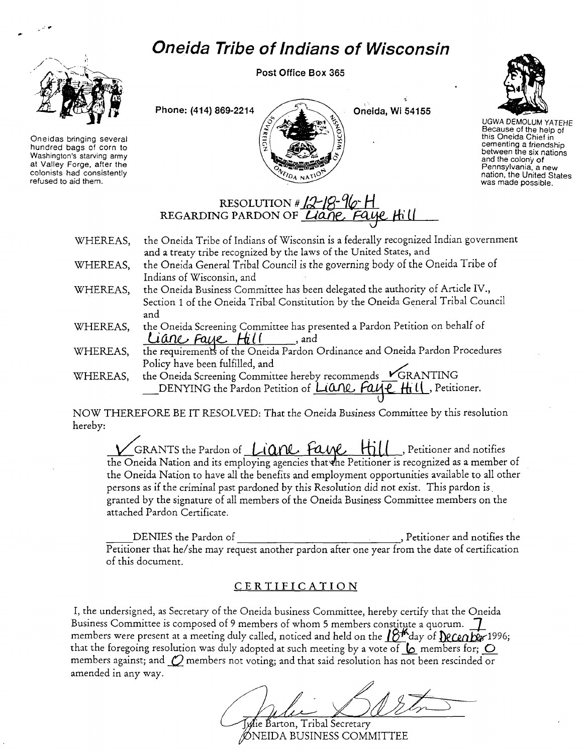# Oneida Tribe of Indians of Wisconsin

**Post Office Box 365**

**Phone: (414) 869-2214** **Oneida, Wi 54155**

Oneidas bringing several hundred bags of corn to Washington's starving army at Valley Forge, after the colonists had consistently refused to aid them.

UGWA DEMOLUM YATEHE
Because of the help of this Oneida Chief in cementing a friendship between the six nations and the colony of Pennsylvania, a new nation, the United States was made possible.

## RESOLUTION # 12-18-96-H
## REGARDING PARDON OF Liane Faye Hill

WHEREAS, the Oneida Tribe of Indians of Wisconsin is a federally recognized Indian government and a treaty tribe recognized by the laws of the United States, and

WHEREAS, the Oneida General Tribal Council is the governing body of the Oneida Tribe of Indians of Wisconsin, and

WHEREAS, the Oneida Business Committee has been delegated the authority of Article IV., Section 1 of the Oneida Tribal Constitution by the Oneida General Tribal Council and

WHEREAS, the Oneida Screening Committee has presented a Pardon Petition on behalf of Liane Faye Hill, and

WHEREAS, the requirements of the Oneida Pardon Ordinance and Oneida Pardon Procedures Policy have been fulfilled, and

WHEREAS, the Oneida Screening Committee hereby recommends ✓ GRANTING ___ DENYING the Pardon Petition of Liane Faye Hill, Petitioner.

NOW THEREFORE BE IT RESOLVED: That the Oneida Business Committee by this resolution hereby:

✓ GRANTS the Pardon of Liane Faye Hill, Petitioner and notifies the Oneida Nation and its employing agencies that the Petitioner is recognized as a member of the Oneida Nation to have all the benefits and employment opportunities available to all other persons as if the criminal past pardoned by this Resolution did not exist. This pardon is granted by the signature of all members of the Oneida Business Committee members on the attached Pardon Certificate.

___ DENIES the Pardon of ______________________, Petitioner and notifies the Petitioner that he/she may request another pardon after one year from the date of certification of this document.

## CERTIFICATION

I, the undersigned, as Secretary of the Oneida business Committee, hereby certify that the Oneida Business Committee is composed of 9 members of whom 5 members constitute a quorum. 7 members were present at a meeting duly called, noticed and held on the 18th day of December 1996; that the foregoing resolution was duly adopted at such meeting by a vote of 6 members for; 0 members against; and 0 members not voting; and that said resolution has not been rescinded or amended in any way.

Julie Barton, Tribal Secretary
ONEIDA BUSINESS COMMITTEE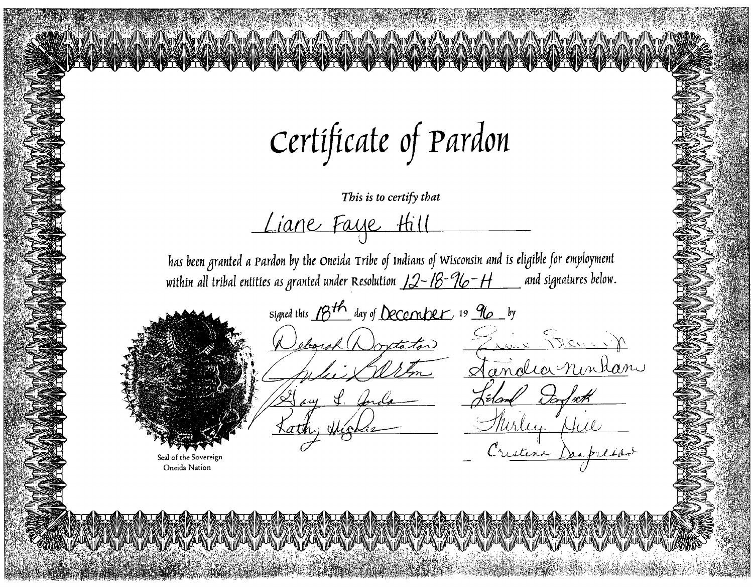# Certificate of Pardon

*This is to certify that*

Liane Faye Hill

*has been granted a Pardon by the Oneida Tribe of Indians of Wisconsin and is eligible for employment within all tribal entities as granted under Resolution* 12-18-96-H *and signatures below.*

*Signed this* 18th *day of* December, 19 96 *by*

Deborah Doxtator

Julie Barton

Gary L. Jorda

Kathy Hughes

Ernie Stevens Jr

Sandra Ninham

Leland Danforth

Shirley Hill

Cristina Danforth

Seal of the Sovereign Oneida Nation